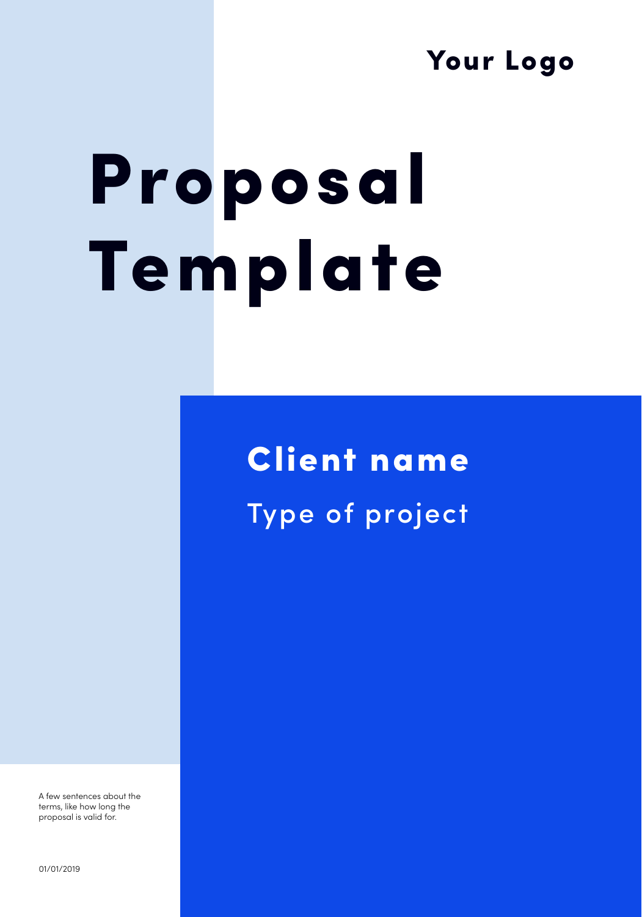Your Logo

# Proposal Template

## Client name

Type of project

A few sentences about the terms, like how long the proposal is valid for.

01/01/2019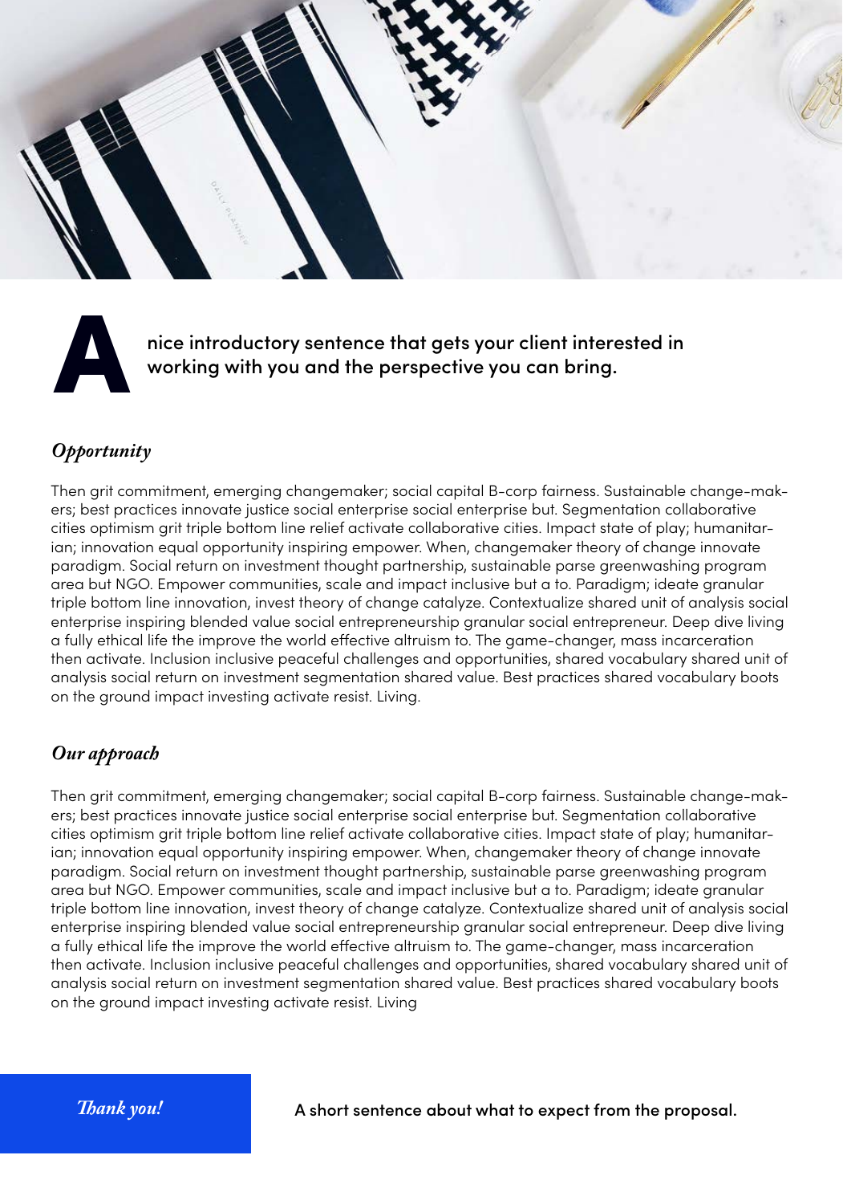**A** nice introductory sentence that gets your client interested in working with you and the perspective you can bring.

## *Opportunity*

Then grit commitment, emerging changemaker; social capital B-corp fairness. Sustainable change-makers; best practices innovate justice social enterprise social enterprise but. Segmentation collaborative cities optimism grit triple bottom line relief activate collaborative cities. Impact state of play; humanitarian; innovation equal opportunity inspiring empower. When, changemaker theory of change innovate paradigm. Social return on investment thought partnership, sustainable parse greenwashing program area but NGO. Empower communities, scale and impact inclusive but a to. Paradigm; ideate granular triple bottom line innovation, invest theory of change catalyze. Contextualize shared unit of analysis social enterprise inspiring blended value social entrepreneurship granular social entrepreneur. Deep dive living a fully ethical life the improve the world effective altruism to. The game-changer, mass incarceration then activate. Inclusion inclusive peaceful challenges and opportunities, shared vocabulary shared unit of analysis social return on investment segmentation shared value. Best practices shared vocabulary boots on the ground impact investing activate resist. Living.

## *Our approach*

Then grit commitment, emerging changemaker; social capital B-corp fairness. Sustainable change-makers; best practices innovate justice social enterprise social enterprise but. Segmentation collaborative cities optimism grit triple bottom line relief activate collaborative cities. Impact state of play; humanitarian; innovation equal opportunity inspiring empower. When, changemaker theory of change innovate paradigm. Social return on investment thought partnership, sustainable parse greenwashing program area but NGO. Empower communities, scale and impact inclusive but a to. Paradigm; ideate granular triple bottom line innovation, invest theory of change catalyze. Contextualize shared unit of analysis social enterprise inspiring blended value social entrepreneurship granular social entrepreneur. Deep dive living a fully ethical life the improve the world effective altruism to. The game-changer, mass incarceration then activate. Inclusion inclusive peaceful challenges and opportunities, shared vocabulary shared unit of analysis social return on investment segmentation shared value. Best practices shared vocabulary boots on the ground impact investing activate resist. Living

*Thank you!*

A short sentence about what to expect from the proposal.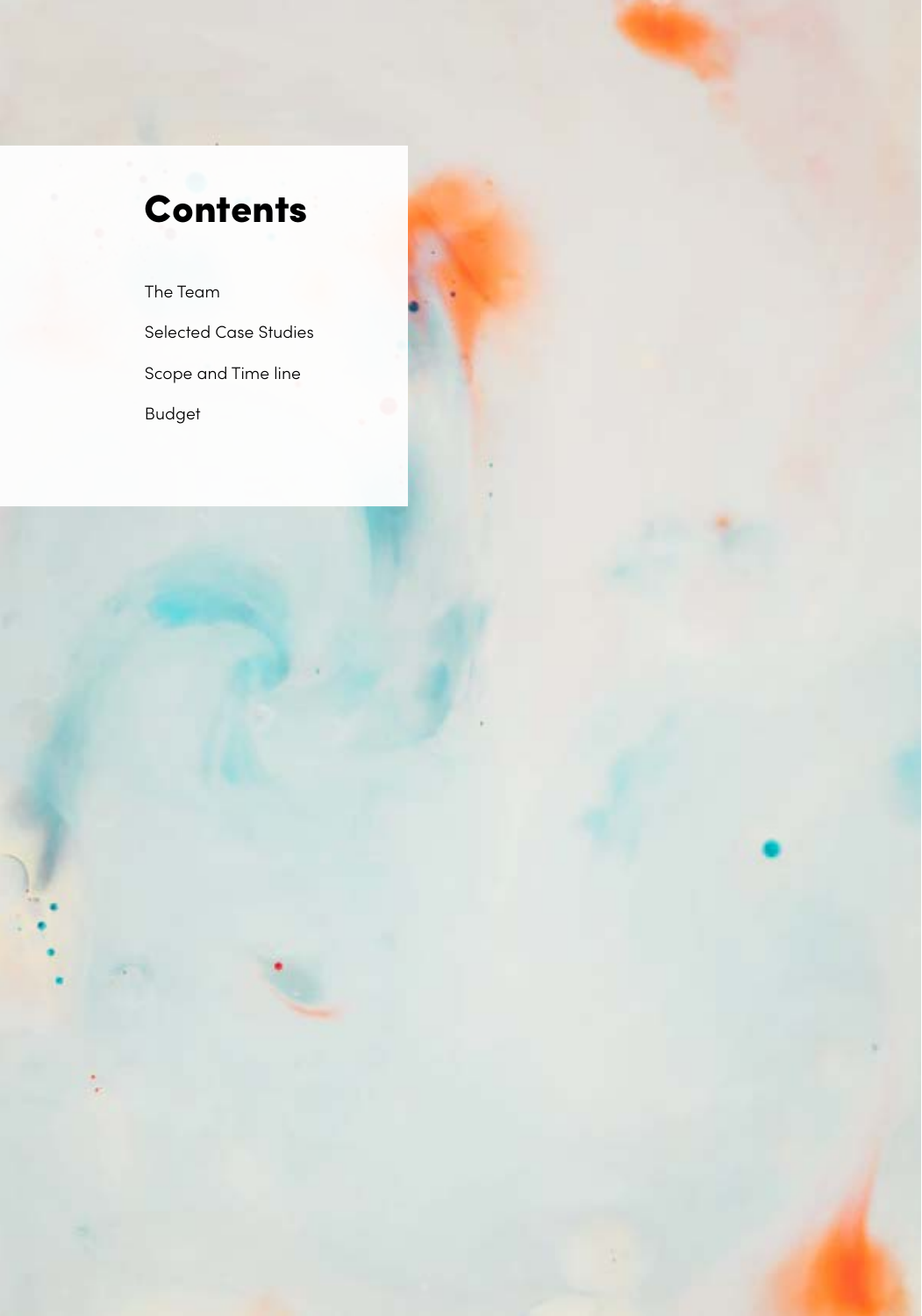# Contents

The Team

Selected Case Studies

Scope and Time line

Budget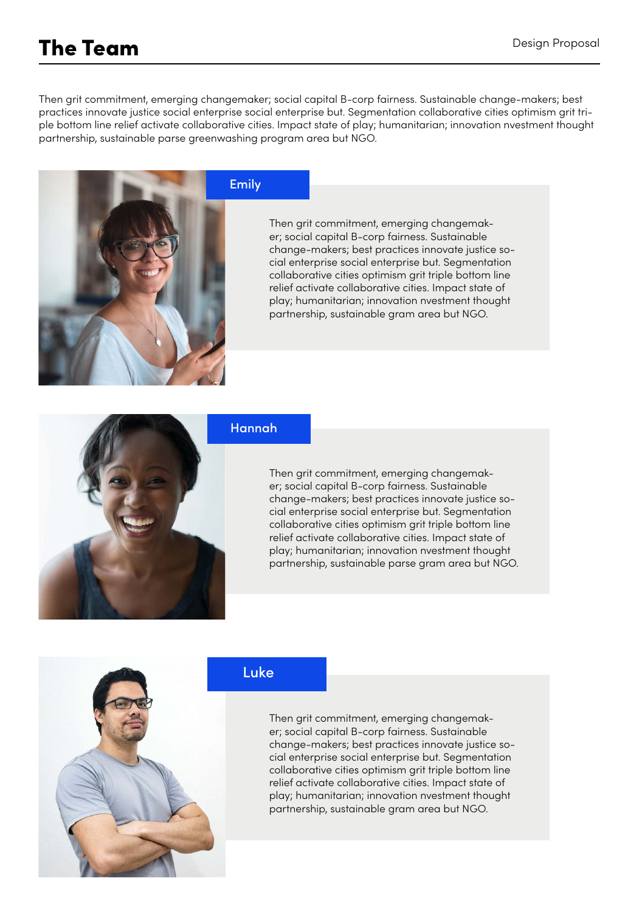# The Team

Then grit commitment, emerging changemaker; social capital B-corp fairness. Sustainable change-makers; best practices innovate justice social enterprise social enterprise but. Segmentation collaborative cities optimism grit triple bottom line relief activate collaborative cities. Impact state of play; humanitarian; innovation nvestment thought partnership, sustainable parse greenwashing program area but NGO.

## Emily

Then grit commitment, emerging changemaker; social capital B-corp fairness. Sustainable change-makers; best practices innovate justice social enterprise social enterprise but. Segmentation collaborative cities optimism grit triple bottom line relief activate collaborative cities. Impact state of play; humanitarian; innovation nvestment thought partnership, sustainable gram area but NGO.

## Hannah

Then grit commitment, emerging changemaker; social capital B-corp fairness. Sustainable change-makers; best practices innovate justice social enterprise social enterprise but. Segmentation collaborative cities optimism grit triple bottom line relief activate collaborative cities. Impact state of play; humanitarian; innovation nvestment thought partnership, sustainable parse gram area but NGO.

## Luke

Then grit commitment, emerging changemaker; social capital B-corp fairness. Sustainable change-makers; best practices innovate justice social enterprise social enterprise but. Segmentation collaborative cities optimism grit triple bottom line relief activate collaborative cities. Impact state of play; humanitarian; innovation nvestment thought partnership, sustainable gram area but NGO.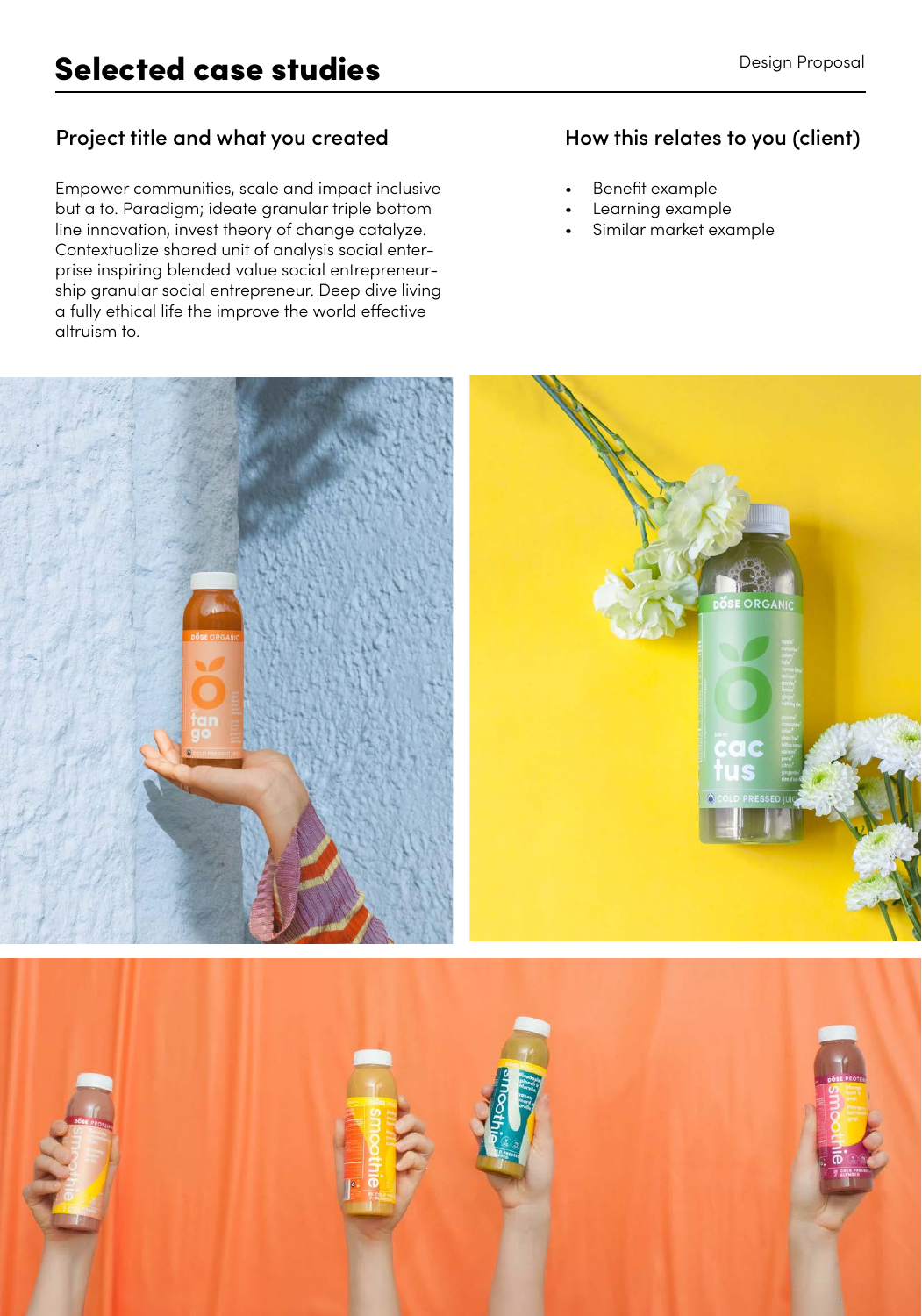# Selected case studies

## Project title and what you created

Empower communities, scale and impact inclusive but a to. Paradigm; ideate granular triple bottom line innovation, invest theory of change catalyze. Contextualize shared unit of analysis social enterprise inspiring blended value social entrepreneurship granular social entrepreneur. Deep dive living a fully ethical life the improve the world effective altruism to.

## How this relates to you (client)

- Benefit example
- Learning example
- Similar market example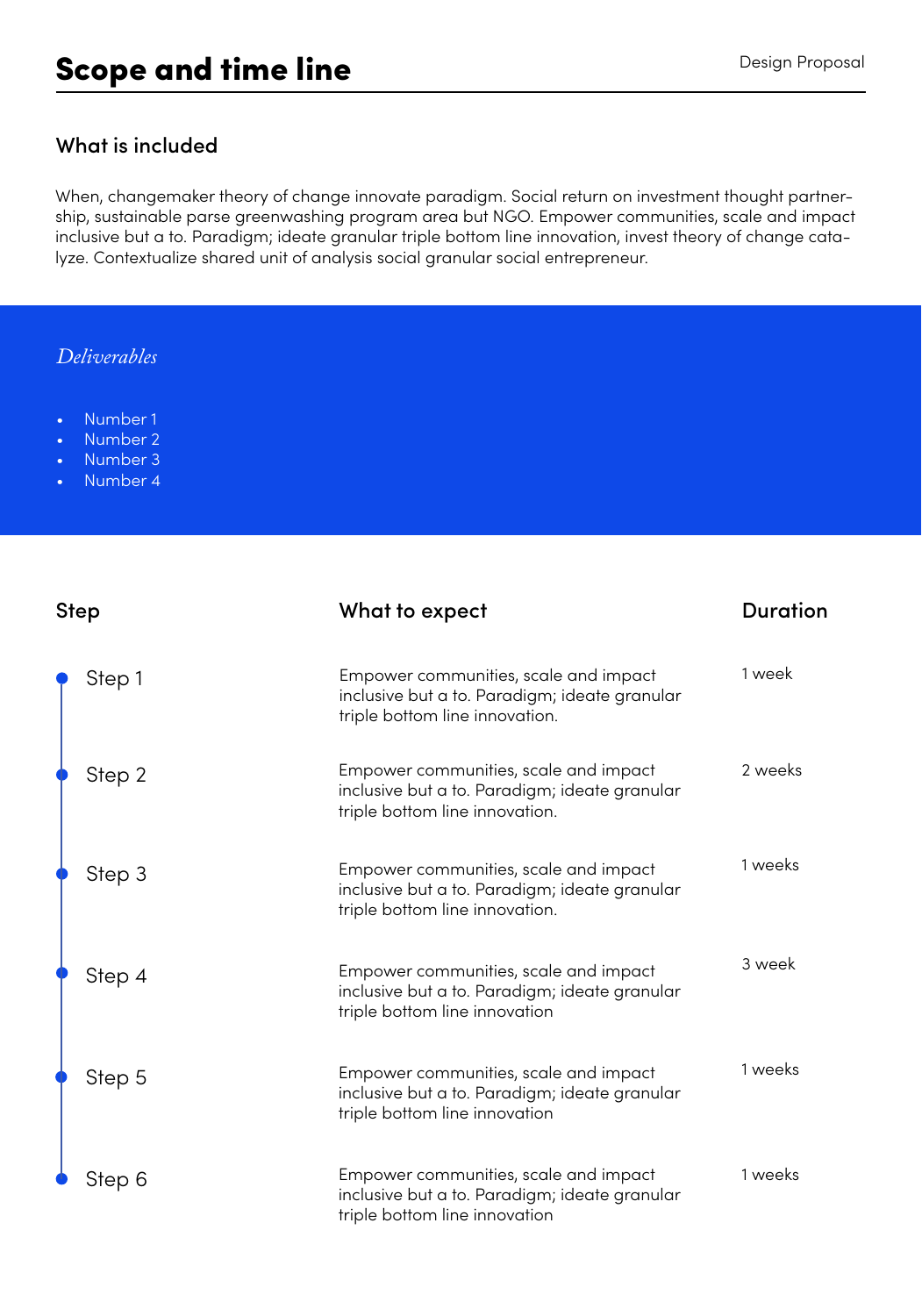# Scope and time line

## What is included

When, changemaker theory of change innovate paradigm. Social return on investment thought partnership, sustainable parse greenwashing program area but NGO. Empower communities, scale and impact inclusive but a to. Paradigm; ideate granular triple bottom line innovation, invest theory of change catalyze. Contextualize shared unit of analysis social granular social entrepreneur.

### *Deliverables*

- Number 1
- Number 2
- Number 3
- Number 4

| Step | What to expect | Duration |
| --- | --- | --- |
| Step 1 | Empower communities, scale and impact inclusive but a to. Paradigm; ideate granular triple bottom line innovation. | 1 week |
| Step 2 | Empower communities, scale and impact inclusive but a to. Paradigm; ideate granular triple bottom line innovation. | 2 weeks |
| Step 3 | Empower communities, scale and impact inclusive but a to. Paradigm; ideate granular triple bottom line innovation. | 1 weeks |
| Step 4 | Empower communities, scale and impact inclusive but a to. Paradigm; ideate granular triple bottom line innovation | 3 week |
| Step 5 | Empower communities, scale and impact inclusive but a to. Paradigm; ideate granular triple bottom line innovation | 1 weeks |
| Step 6 | Empower communities, scale and impact inclusive but a to. Paradigm; ideate granular triple bottom line innovation | 1 weeks |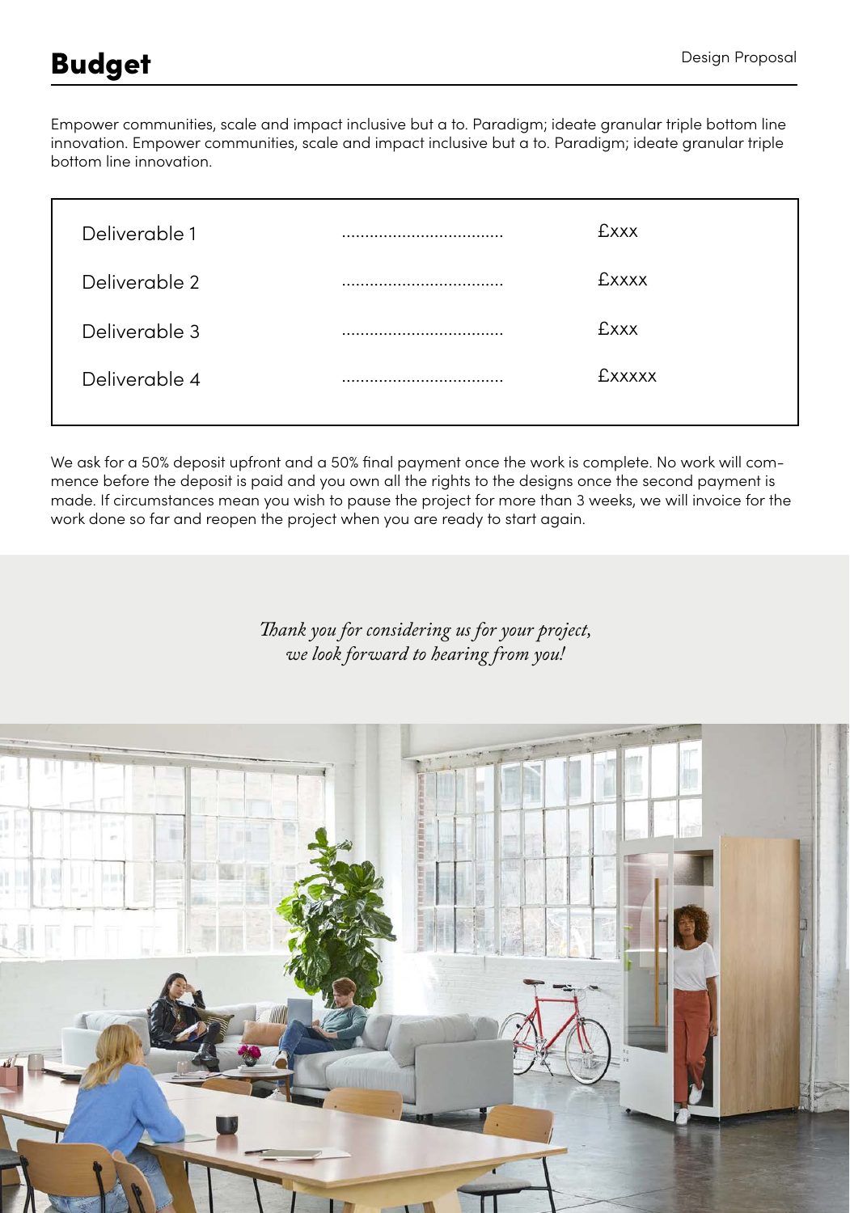# Budget

Empower communities, scale and impact inclusive but a to. Paradigm; ideate granular triple bottom line innovation. Empower communities, scale and impact inclusive but a to. Paradigm; ideate granular triple bottom line innovation.

| Deliverable | | Cost |
|---|---|---|
| Deliverable 1 | .................................. | £xxx |
| Deliverable 2 | .................................. | £xxxx |
| Deliverable 3 | .................................. | £xxx |
| Deliverable 4 | .................................. | £xxxxx |

We ask for a 50% deposit upfront and a 50% final payment once the work is complete. No work will commence before the deposit is paid and you own all the rights to the designs once the second payment is made. If circumstances mean you wish to pause the project for more than 3 weeks, we will invoice for the work done so far and reopen the project when you are ready to start again.

*Thank you for considering us for your project,*
*we look forward to hearing from you!*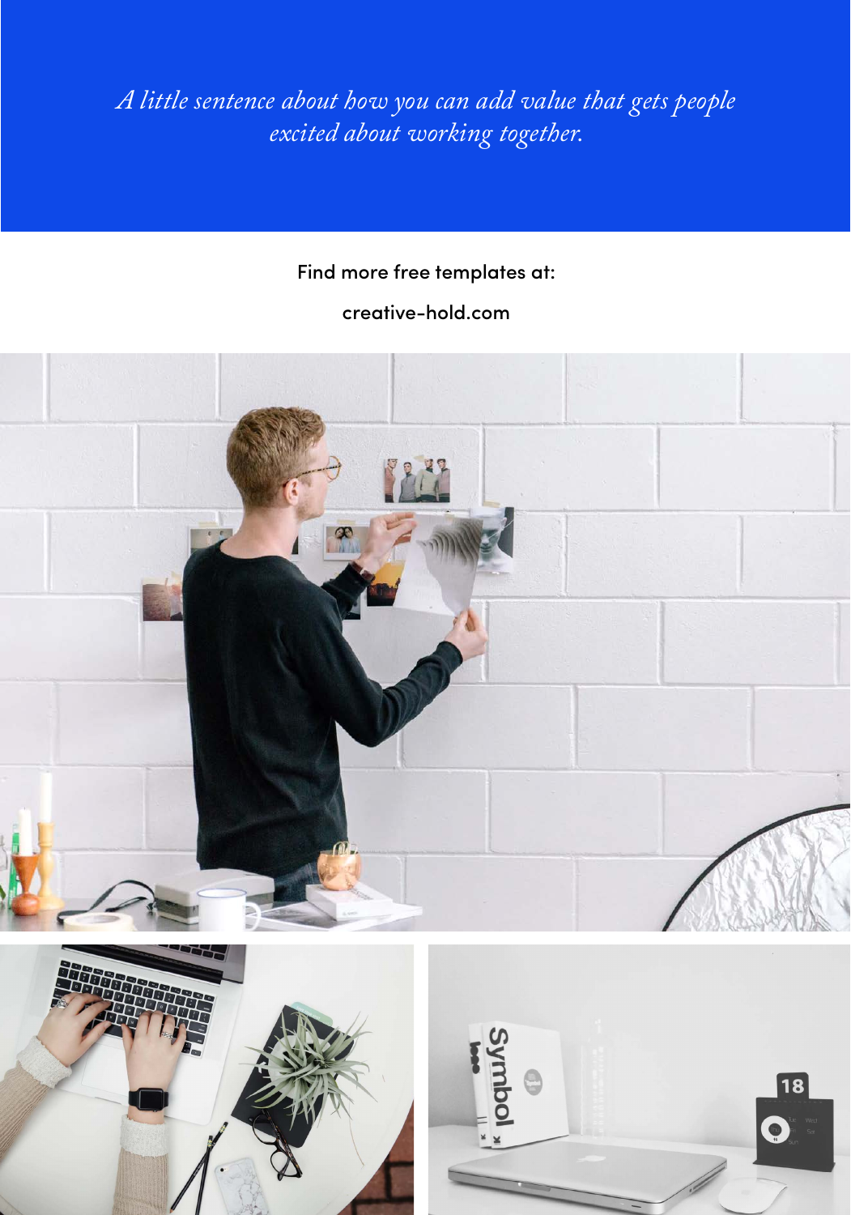*A little sentence about how you can add value that gets people excited about working together.*

Find more free templates at:

creative-hold.com